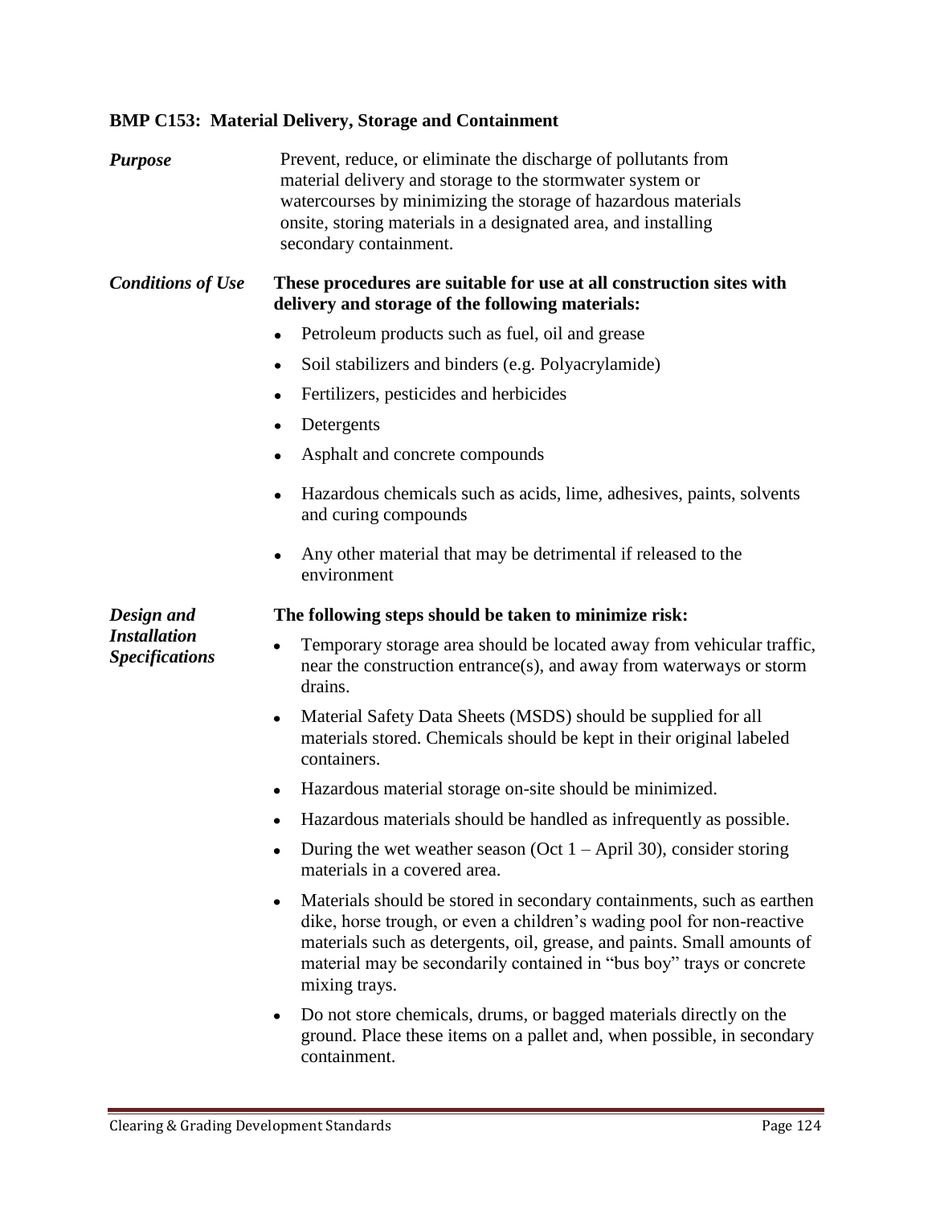## BMP C153: Material Delivery, Storage and Containment

***Purpose***

Prevent, reduce, or eliminate the discharge of pollutants from material delivery and storage to the stormwater system or watercourses by minimizing the storage of hazardous materials onsite, storing materials in a designated area, and installing secondary containment.

***Conditions of Use***

**These procedures are suitable for use at all construction sites with delivery and storage of the following materials:**

- Petroleum products such as fuel, oil and grease
- Soil stabilizers and binders (e.g. Polyacrylamide)
- Fertilizers, pesticides and herbicides
- Detergents
- Asphalt and concrete compounds
- Hazardous chemicals such as acids, lime, adhesives, paints, solvents and curing compounds
- Any other material that may be detrimental if released to the environment

***Design and Installation Specifications***

**The following steps should be taken to minimize risk:**

- Temporary storage area should be located away from vehicular traffic, near the construction entrance(s), and away from waterways or storm drains.
- Material Safety Data Sheets (MSDS) should be supplied for all materials stored. Chemicals should be kept in their original labeled containers.
- Hazardous material storage on-site should be minimized.
- Hazardous materials should be handled as infrequently as possible.
- During the wet weather season (Oct 1 – April 30), consider storing materials in a covered area.
- Materials should be stored in secondary containments, such as earthen dike, horse trough, or even a children's wading pool for non-reactive materials such as detergents, oil, grease, and paints. Small amounts of material may be secondarily contained in "bus boy" trays or concrete mixing trays.
- Do not store chemicals, drums, or bagged materials directly on the ground. Place these items on a pallet and, when possible, in secondary containment.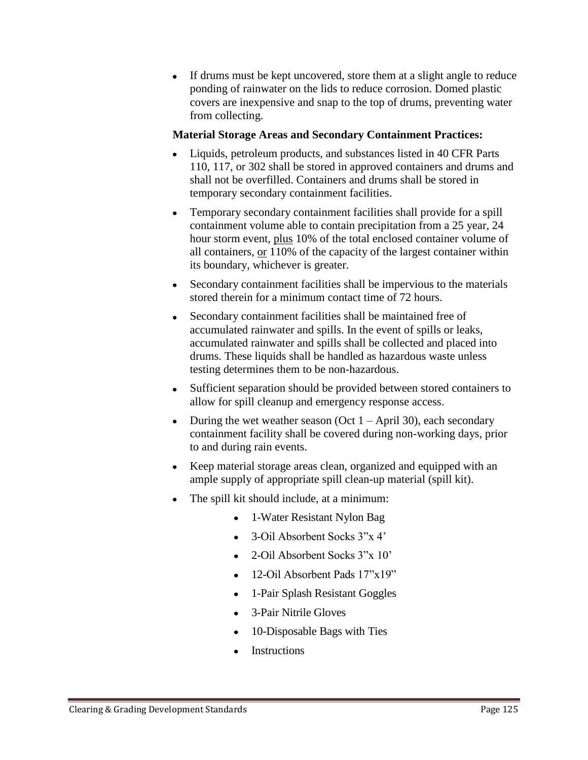- If drums must be kept uncovered, store them at a slight angle to reduce ponding of rainwater on the lids to reduce corrosion. Domed plastic covers are inexpensive and snap to the top of drums, preventing water from collecting.

**Material Storage Areas and Secondary Containment Practices:**

- Liquids, petroleum products, and substances listed in 40 CFR Parts 110, 117, or 302 shall be stored in approved containers and drums and shall not be overfilled. Containers and drums shall be stored in temporary secondary containment facilities.
- Temporary secondary containment facilities shall provide for a spill containment volume able to contain precipitation from a 25 year, 24 hour storm event, <u>plus</u> 10% of the total enclosed container volume of all containers, <u>or</u> 110% of the capacity of the largest container within its boundary, whichever is greater.
- Secondary containment facilities shall be impervious to the materials stored therein for a minimum contact time of 72 hours.
- Secondary containment facilities shall be maintained free of accumulated rainwater and spills. In the event of spills or leaks, accumulated rainwater and spills shall be collected and placed into drums. These liquids shall be handled as hazardous waste unless testing determines them to be non-hazardous.
- Sufficient separation should be provided between stored containers to allow for spill cleanup and emergency response access.
- During the wet weather season (Oct 1 – April 30), each secondary containment facility shall be covered during non-working days, prior to and during rain events.
- Keep material storage areas clean, organized and equipped with an ample supply of appropriate spill clean-up material (spill kit).
- The spill kit should include, at a minimum:
  - 1-Water Resistant Nylon Bag
  - 3-Oil Absorbent Socks 3"x 4'
  - 2-Oil Absorbent Socks 3"x 10'
  - 12-Oil Absorbent Pads 17"x19"
  - 1-Pair Splash Resistant Goggles
  - 3-Pair Nitrile Gloves
  - 10-Disposable Bags with Ties
  - Instructions